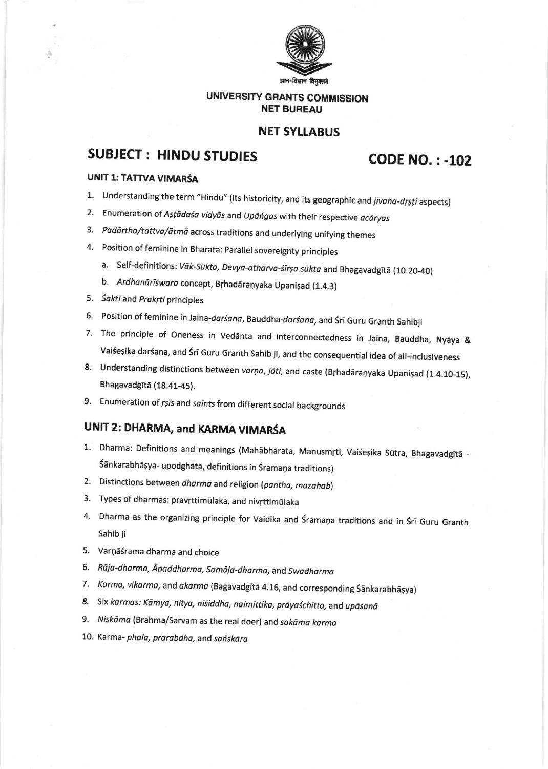ज्ञान-विज्ञान विमुक्तये

**UNIVERSITY GRANTS COMMISSION**
**NET BUREAU**

## NET SYLLABUS

## SUBJECT : HINDU STUDIES CODE NO. : -102

### UNIT 1: TATTVA VIMARŚA

1. Understanding the term "Hindu" (its historicity, and its geographic and *jīvana-dṛṣṭi* aspects)
2. Enumeration of *Aṣṭādaśa vidyās* and *Upāṅgas* with their respective *ācāryas*
3. *Padārtha/tattva/ātmā* across traditions and underlying unifying themes
4. Position of feminine in Bharata: Parallel sovereignty principles
   a. Self-definitions: *Vāk-Sūkta, Devya-atharva-śīrṣa sūkta* and Bhagavadgītā (10.20-40)
   b. *Ardhanārīśwara* concept, Bṛhadāraṇyaka Upaniṣad (1.4.3)
5. *Śakti* and *Prakṛti* principles
6. Position of feminine in Jaina-*darśana*, Bauddha-*darśana*, and Śrī Guru Granth Sahibji
7. The principle of Oneness in Vedānta and interconnectedness in Jaina, Bauddha, Nyāya & Vaiśeṣika darśana, and Śrī Guru Granth Sahib ji, and the consequential idea of all-inclusiveness
8. Understanding distinctions between *varṇa, jāti*, and caste (Bṛhadāraṇyaka Upaniṣad (1.4.10-15), Bhagavadgītā (18.41-45).
9. Enumeration of *ṛṣīs* and *saints* from different social backgrounds

### UNIT 2: DHARMA, and KARMA VIMARŚA

1. Dharma: Definitions and meanings (Mahābhārata, Manusmṛti, Vaiśeṣika Sūtra, Bhagavadgītā - Śānkarabhāṣya- upodghāta, definitions in Śramaṇa traditions)
2. Distinctions between *dharma* and religion (*pantha, mazahab*)
3. Types of dharmas: pravṛttimūlaka, and nivṛttimūlaka
4. Dharma as the organizing principle for Vaidika and Śramaṇa traditions and in Śrī Guru Granth Sahib ji
5. Varṇāśrama dharma and choice
6. *Rāja-dharma, Āpaddharma, Samāja-dharma*, and *Swadharma*
7. *Karma, vikarma*, and *akarma* (Bagavadgītā 4.16, and corresponding Śānkarabhāṣya)
8. Six karmas: *Kāmya, nitya, niśiddha, naimittika, prāyaśchitta*, and *upāsanā*
9. *Niṣkāma* (Brahma/Sarvam as the real doer) and *sakāma karma*
10. Karma- *phala, prārabdha*, and *saṅskāra*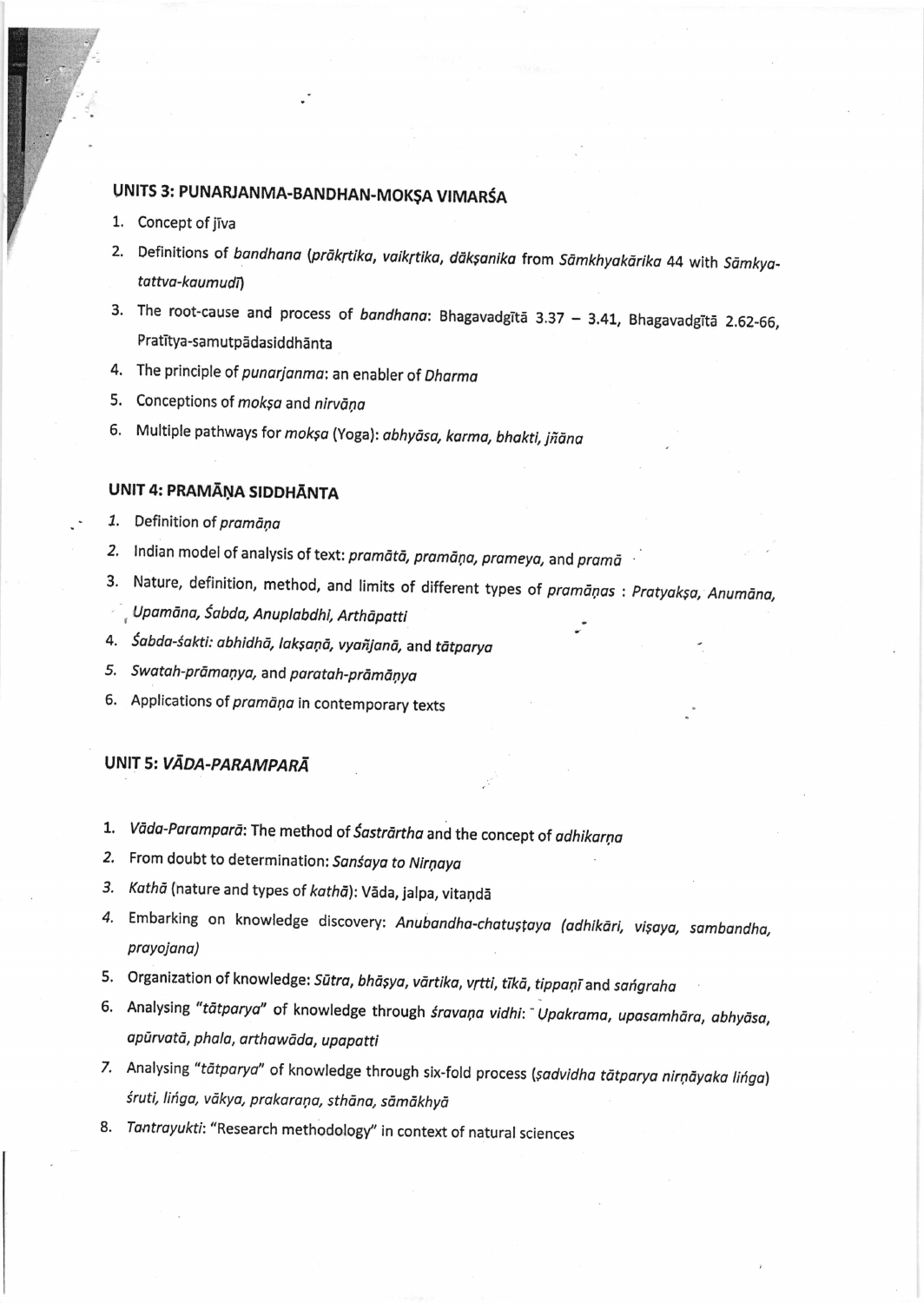## UNITS 3: PUNARJANMA-BANDHAN-MOKṢA VIMARŚA

1. Concept of jīva
2. Definitions of *bandhana* (*prākṛtika, vaikṛtika, dākṣanika* from *Sāmkhyakārika* 44 with *Sāmkya-tattva-kaumudī*)
3. The root-cause and process of *bandhana*: Bhagavadgītā 3.37 – 3.41, Bhagavadgītā 2.62-66, Pratītya-samutpādasiddhānta
4. The principle of *punarjanma*: an enabler of *Dharma*
5. Conceptions of *mokṣa* and *nirvāṇa*
6. Multiple pathways for *mokṣa* (Yoga): *abhyāsa, karma, bhakti, jñāna*

## UNIT 4: PRAMĀṆA SIDDHĀNTA

1. Definition of *pramāṇa*
2. Indian model of analysis of text: *pramātā, pramāṇa, prameya,* and *pramā*
3. Nature, definition, method, and limits of different types of *pramāṇas* : *Pratyakṣa, Anumāna, Upamāna, Śabda, Anuplabdhi, Arthāpatti*
4. *Śabda-śakti: abhidhā, lakṣaṇā, vyañjanā,* and *tātparya*
5. *Swatah-prāmaṇya,* and *paratah-prāmāṇya*
6. Applications of *pramāṇa* in contemporary texts

## UNIT 5: *VĀDA-PARAMPARĀ*

1. *Vāda-Paramparā*: The method of *Śastrārtha* and the concept of *adhikarṇa*
2. From doubt to determination: *Sanśaya to Nirṇaya*
3. *Kathā* (nature and types of *kathā*): Vāda, jalpa, vitaṇdā
4. Embarking on knowledge discovery: *Anubandha-chatuṣṭaya (adhikāri, viṣaya, sambandha, prayojana)*
5. Organization of knowledge: *Sūtra, bhāṣya, vārtika, vṛtti, tīkā, tippaṇī* and *saṅgraha*
6. Analysing "*tātparya*" of knowledge through *śravaṇa vidhi*: *Upakrama, upasamhāra, abhyāsa, apūrvatā, phala, arthawāda, upapatti*
7. Analysing "*tātparya*" of knowledge through six-fold process (*ṣadvidha tātparya nirṇāyaka liṅga*) *śruti, liṅga, vākya, prakaraṇa, sthāna, sāmākhyā*
8. *Tantrayukti*: "Research methodology" in context of natural sciences